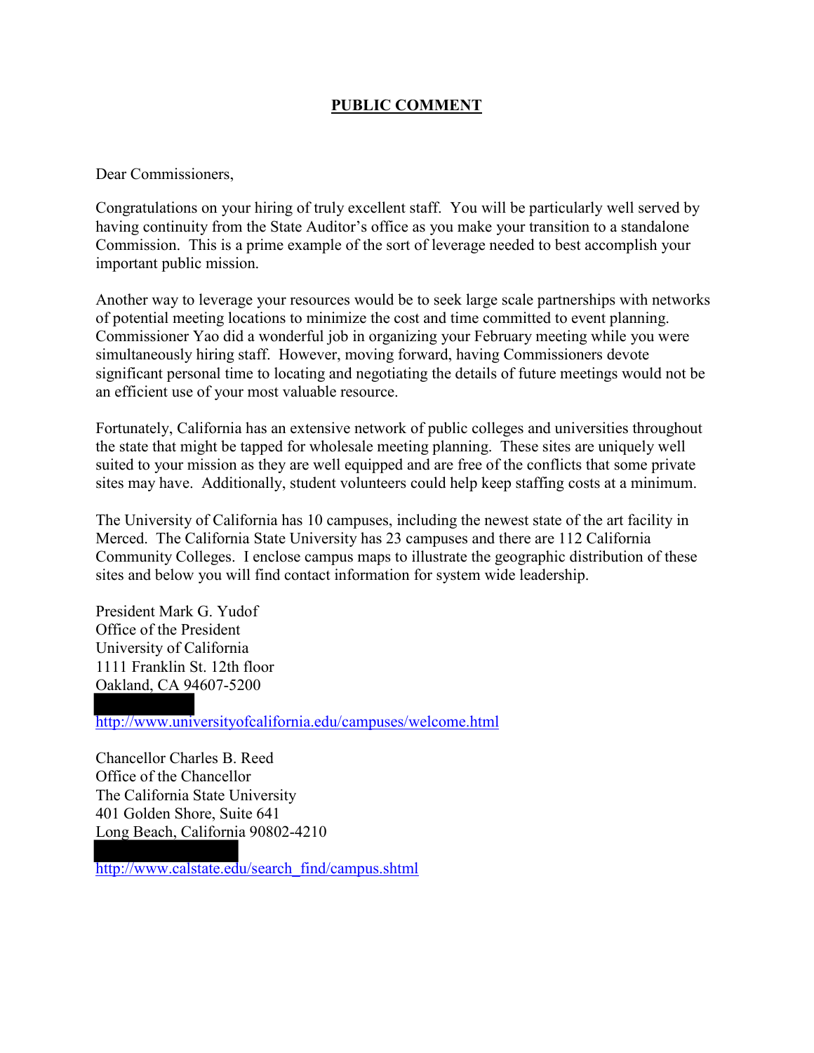**PUBLIC COMMENT**

Dear Commissioners,

Congratulations on your hiring of truly excellent staff. You will be particularly well served by having continuity from the State Auditor's office as you make your transition to a standalone Commission. This is a prime example of the sort of leverage needed to best accomplish your important public mission.

Another way to leverage your resources would be to seek large scale partnerships with networks of potential meeting locations to minimize the cost and time committed to event planning. Commissioner Yao did a wonderful job in organizing your February meeting while you were simultaneously hiring staff. However, moving forward, having Commissioners devote significant personal time to locating and negotiating the details of future meetings would not be an efficient use of your most valuable resource.

Fortunately, California has an extensive network of public colleges and universities throughout the state that might be tapped for wholesale meeting planning. These sites are uniquely well suited to your mission as they are well equipped and are free of the conflicts that some private sites may have. Additionally, student volunteers could help keep staffing costs at a minimum.

The University of California has 10 campuses, including the newest state of the art facility in Merced. The California State University has 23 campuses and there are 112 California Community Colleges. I enclose campus maps to illustrate the geographic distribution of these sites and below you will find contact information for system wide leadership.

President Mark G. Yudof
Office of the President
University of California
1111 Franklin St. 12th floor
Oakland, CA 94607-5200
[REDACTED]
http://www.universityofcalifornia.edu/campuses/welcome.html

Chancellor Charles B. Reed
Office of the Chancellor
The California State University
401 Golden Shore, Suite 641
Long Beach, California 90802-4210
[REDACTED]
http://www.calstate.edu/search_find/campus.shtml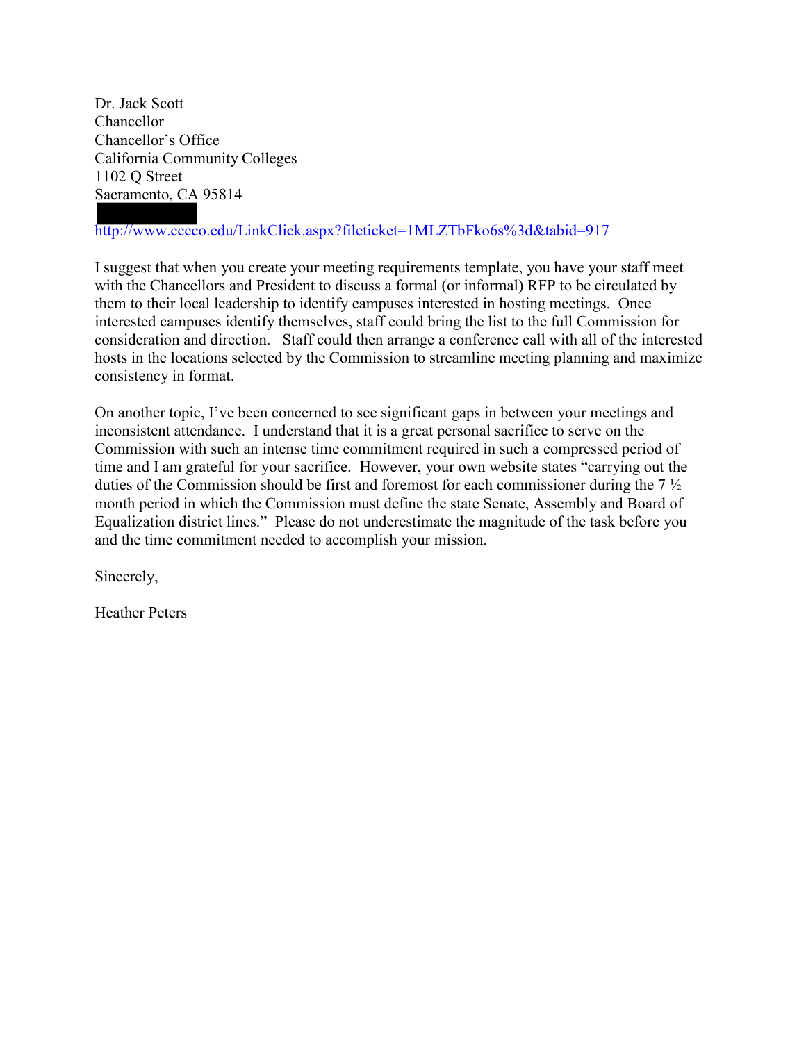Dr. Jack Scott
Chancellor
Chancellor's Office
California Community Colleges
1102 Q Street
Sacramento, CA 95814

http://www.cccco.edu/LinkClick.aspx?fileticket=1MLZTbFko6s%3d&tabid=917

I suggest that when you create your meeting requirements template, you have your staff meet with the Chancellors and President to discuss a formal (or informal) RFP to be circulated by them to their local leadership to identify campuses interested in hosting meetings. Once interested campuses identify themselves, staff could bring the list to the full Commission for consideration and direction. Staff could then arrange a conference call with all of the interested hosts in the locations selected by the Commission to streamline meeting planning and maximize consistency in format.

On another topic, I've been concerned to see significant gaps in between your meetings and inconsistent attendance. I understand that it is a great personal sacrifice to serve on the Commission with such an intense time commitment required in such a compressed period of time and I am grateful for your sacrifice. However, your own website states "carrying out the duties of the Commission should be first and foremost for each commissioner during the 7 ½ month period in which the Commission must define the state Senate, Assembly and Board of Equalization district lines." Please do not underestimate the magnitude of the task before you and the time commitment needed to accomplish your mission.

Sincerely,

Heather Peters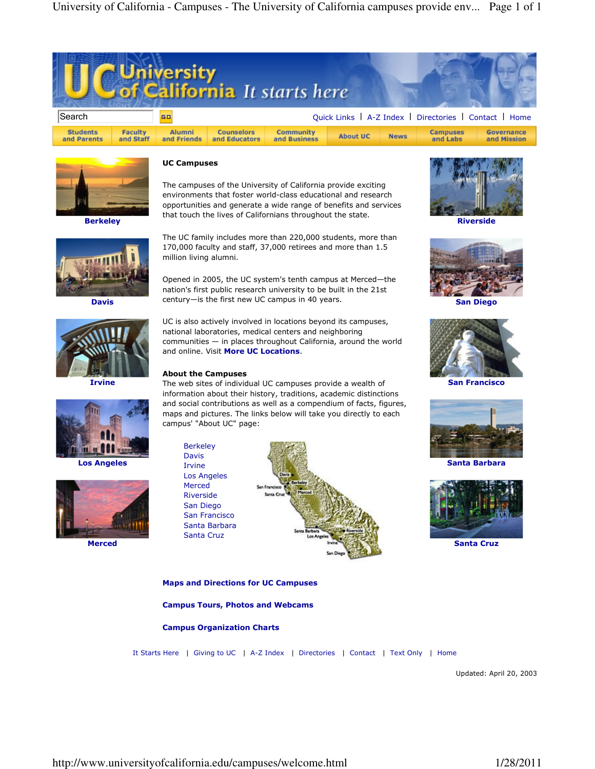Search GO

Quick Links | A-Z Index | Directories | Contact | Home

Students and Parents | Faculty and Staff | Alumni and Friends | Counselors and Educators | Community and Business | About UC | News | Campuses and Labs | Governance and Mission

**Berkeley**

**Davis**

**Irvine**

**Los Angeles**

**Merced**

## UC Campuses

The campuses of the University of California provide exciting environments that foster world-class educational and research opportunities and generate a wide range of benefits and services that touch the lives of Californians throughout the state.

The UC family includes more than 220,000 students, more than 170,000 faculty and staff, 37,000 retirees and more than 1.5 million living alumni.

Opened in 2005, the UC system's tenth campus at Merced—the nation's first public research university to be built in the 21st century—is the first new UC campus in 40 years.

UC is also actively involved in locations beyond its campuses, national laboratories, medical centers and neighboring communities — in places throughout California, around the world and online. Visit **More UC Locations**.

### About the Campuses

The web sites of individual UC campuses provide a wealth of information about their history, traditions, academic distinctions and social contributions as well as a compendium of facts, figures, maps and pictures. The links below will take you directly to each campus' "About UC" page:

- Berkeley
- Davis
- Irvine
- Los Angeles
- Merced
- Riverside
- San Diego
- San Francisco
- Santa Barbara
- Santa Cruz

Davis, San Francisco, Berkeley, Santa Cruz, Merced, Santa Barbara, Riverside, Los Angeles, Irvine, San Diego

**Maps and Directions for UC Campuses**

**Campus Tours, Photos and Webcams**

**Campus Organization Charts**

**Riverside**

**San Diego**

**San Francisco**

**Santa Barbara**

**Santa Cruz**

It Starts Here | Giving to UC | A-Z Index | Directories | Contact | Text Only | Home

Updated: April 20, 2003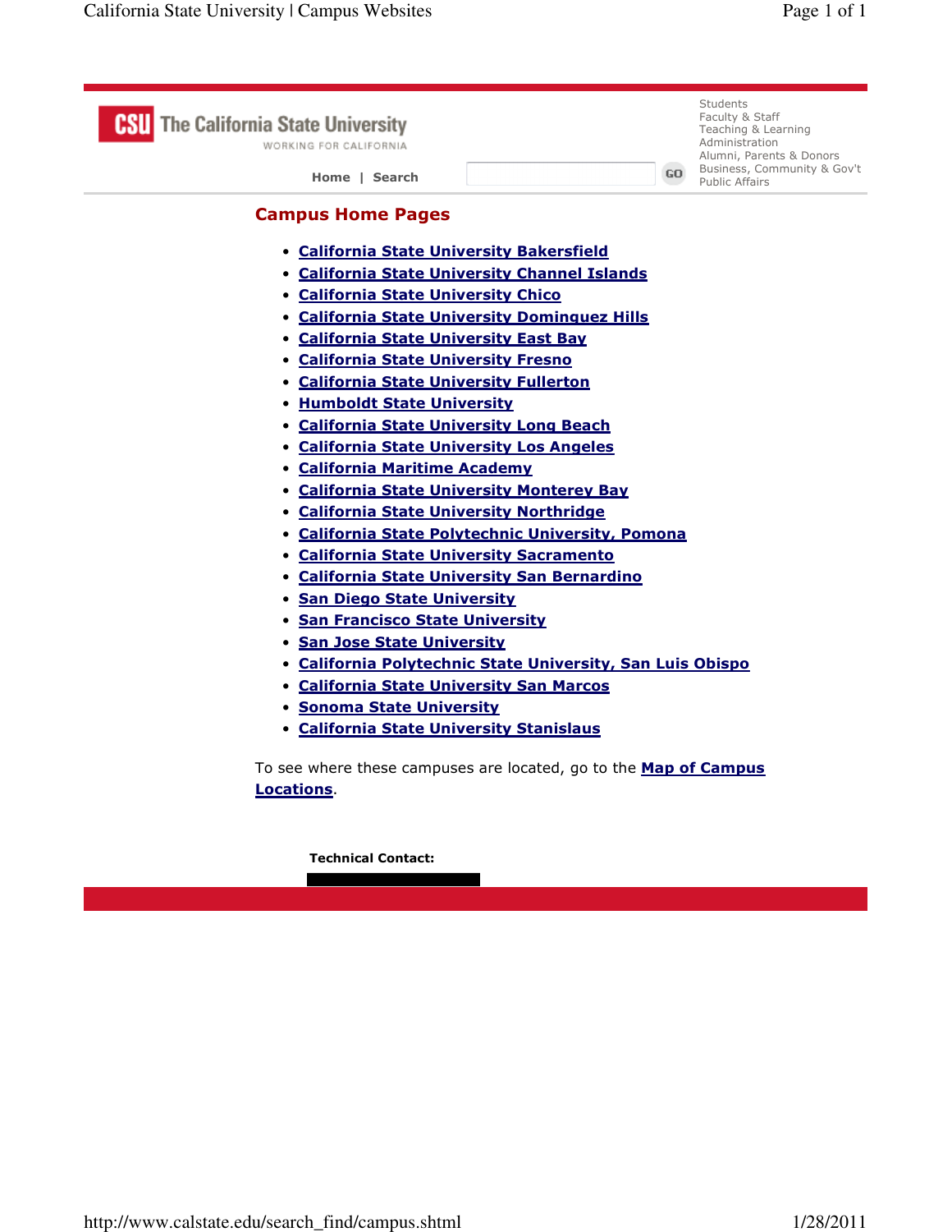**CSU The California State University**
WORKING FOR CALIFORNIA

Students
Faculty & Staff
Teaching & Learning
Administration
Alumni, Parents & Donors
Business, Community & Gov't
Public Affairs

Home | Search

GO

## Campus Home Pages

- California State University Bakersfield
- California State University Channel Islands
- California State University Chico
- California State University Dominguez Hills
- California State University East Bay
- California State University Fresno
- California State University Fullerton
- Humboldt State University
- California State University Long Beach
- California State University Los Angeles
- California Maritime Academy
- California State University Monterey Bay
- California State University Northridge
- California State Polytechnic University, Pomona
- California State University Sacramento
- California State University San Bernardino
- San Diego State University
- San Francisco State University
- San Jose State University
- California Polytechnic State University, San Luis Obispo
- California State University San Marcos
- Sonoma State University
- California State University Stanislaus

To see where these campuses are located, go to the **Map of Campus Locations**.

**Technical Contact:**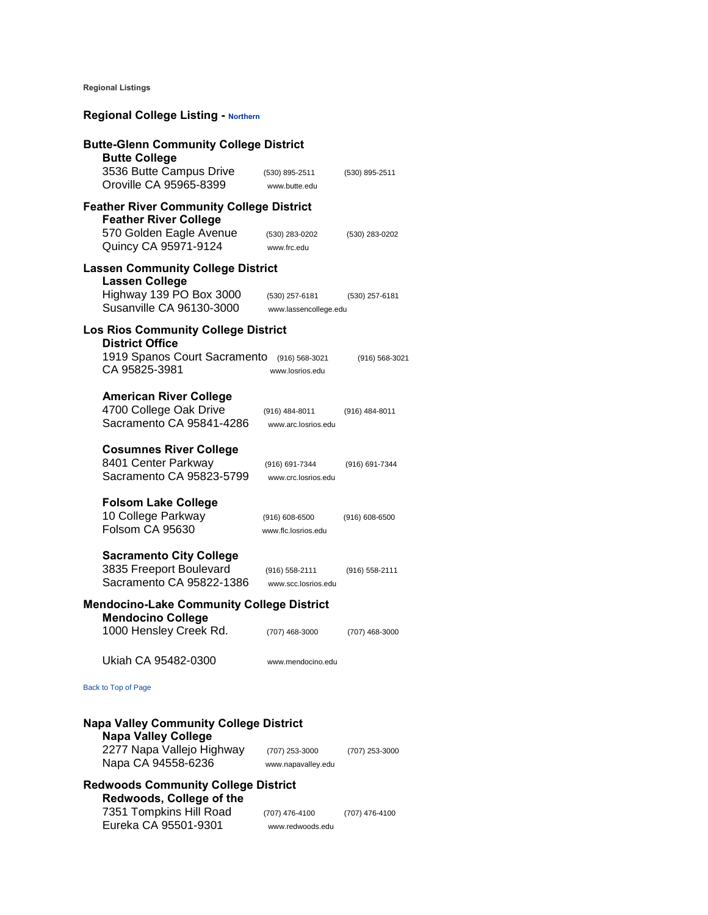Regional Listings

## Regional College Listing - Northern

### Butte-Glenn Community College District

**Butte College**
3536 Butte Campus Drive
Oroville CA 95965-8399
(530) 895-2511
(530) 895-2511
www.butte.edu

### Feather River Community College District

**Feather River College**
570 Golden Eagle Avenue
Quincy CA 95971-9124
(530) 283-0202
(530) 283-0202
www.frc.edu

### Lassen Community College District

**Lassen College**
Highway 139 PO Box 3000
Susanville CA 96130-3000
(530) 257-6181
(530) 257-6181
www.lassencollege.edu

### Los Rios Community College District

**District Office**
1919 Spanos Court Sacramento
CA 95825-3981
(916) 568-3021
(916) 568-3021
www.losrios.edu

**American River College**
4700 College Oak Drive
Sacramento CA 95841-4286
(916) 484-8011
(916) 484-8011
www.arc.losrios.edu

**Cosumnes River College**
8401 Center Parkway
Sacramento CA 95823-5799
(916) 691-7344
(916) 691-7344
www.crc.losrios.edu

**Folsom Lake College**
10 College Parkway
Folsom CA 95630
(916) 608-6500
(916) 608-6500
www.flc.losrios.edu

**Sacramento City College**
3835 Freeport Boulevard
Sacramento CA 95822-1386
(916) 558-2111
(916) 558-2111
www.scc.losrios.edu

### Mendocino-Lake Community College District

**Mendocino College**
1000 Hensley Creek Rd.
Ukiah CA 95482-0300
(707) 468-3000
(707) 468-3000
www.mendocino.edu

Back to Top of Page

### Napa Valley Community College District

**Napa Valley College**
2277 Napa Vallejo Highway
Napa CA 94558-6236
(707) 253-3000
(707) 253-3000
www.napavalley.edu

### Redwoods Community College District

**Redwoods, College of the**
7351 Tompkins Hill Road
Eureka CA 95501-9301
(707) 476-4100
(707) 476-4100
www.redwoods.edu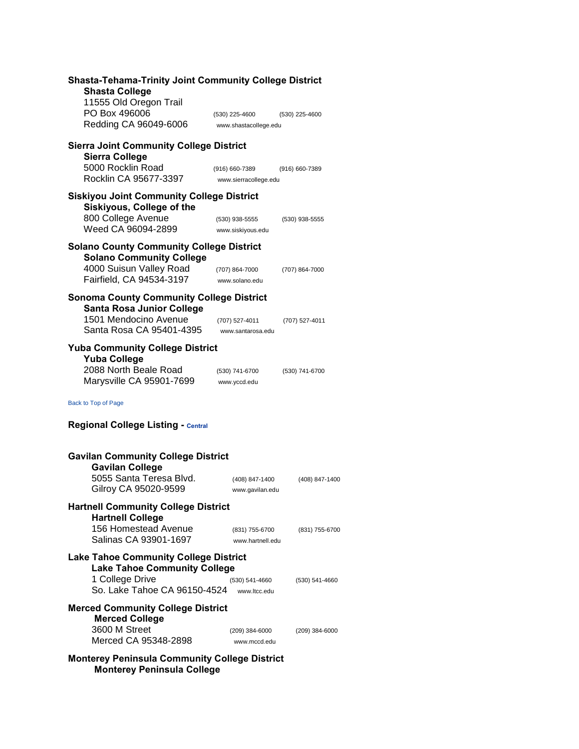**Shasta-Tehama-Trinity Joint Community College District**

**Shasta College**
11555 Old Oregon Trail
PO Box 496006 (530) 225-4600 (530) 225-4600
Redding CA 96049-6006 www.shastacollege.edu

**Sierra Joint Community College District**

**Sierra College**
5000 Rocklin Road (916) 660-7389 (916) 660-7389
Rocklin CA 95677-3397 www.sierracollege.edu

**Siskiyou Joint Community College District**

**Siskiyous, College of the**
800 College Avenue (530) 938-5555 (530) 938-5555
Weed CA 96094-2899 www.siskiyous.edu

**Solano County Community College District**

**Solano Community College**
4000 Suisun Valley Road (707) 864-7000 (707) 864-7000
Fairfield, CA 94534-3197 www.solano.edu

**Sonoma County Community College District**

**Santa Rosa Junior College**
1501 Mendocino Avenue (707) 527-4011 (707) 527-4011
Santa Rosa CA 95401-4395 www.santarosa.edu

**Yuba Community College District**

**Yuba College**
2088 North Beale Road (530) 741-6700 (530) 741-6700
Marysville CA 95901-7699 www.yccd.edu

Back to Top of Page

### Regional College Listing - Central

**Gavilan Community College District**

**Gavilan College**
5055 Santa Teresa Blvd. (408) 847-1400 (408) 847-1400
Gilroy CA 95020-9599 www.gavilan.edu

**Hartnell Community College District**

**Hartnell College**
156 Homestead Avenue (831) 755-6700 (831) 755-6700
Salinas CA 93901-1697 www.hartnell.edu

**Lake Tahoe Community College District**

**Lake Tahoe Community College**
1 College Drive (530) 541-4660 (530) 541-4660
So. Lake Tahoe CA 96150-4524 www.ltcc.edu

**Merced Community College District**

**Merced College**
3600 M Street (209) 384-6000 (209) 384-6000
Merced CA 95348-2898 www.mccd.edu

**Monterey Peninsula Community College District**

**Monterey Peninsula College**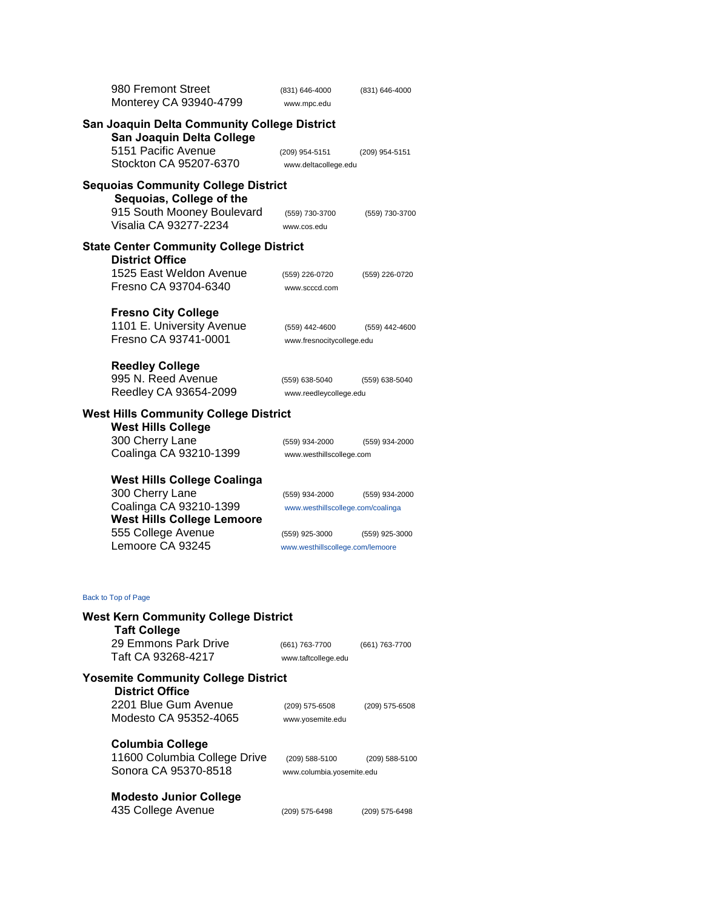980 Fremont Street | (831) 646-4000 | (831) 646-4000
Monterey CA 93940-4799 | www.mpc.edu

**San Joaquin Delta Community College District**

**San Joaquin Delta College**
5151 Pacific Avenue | (209) 954-5151 | (209) 954-5151
Stockton CA 95207-6370 | www.deltacollege.edu

**Sequoias Community College District**

**Sequoias, College of the**
915 South Mooney Boulevard | (559) 730-3700 | (559) 730-3700
Visalia CA 93277-2234 | www.cos.edu

**State Center Community College District**

**District Office**
1525 East Weldon Avenue | (559) 226-0720 | (559) 226-0720
Fresno CA 93704-6340 | www.scccd.com

**Fresno City College**
1101 E. University Avenue | (559) 442-4600 | (559) 442-4600
Fresno CA 93741-0001 | www.fresnocitycollege.edu

**Reedley College**
995 N. Reed Avenue | (559) 638-5040 | (559) 638-5040
Reedley CA 93654-2099 | www.reedleycollege.edu

**West Hills Community College District**

**West Hills College**
300 Cherry Lane | (559) 934-2000 | (559) 934-2000
Coalinga CA 93210-1399 | www.westhillscollege.com

**West Hills College Coalinga**
300 Cherry Lane | (559) 934-2000 | (559) 934-2000
Coalinga CA 93210-1399 | www.westhillscollege.com/coalinga

**West Hills College Lemoore**
555 College Avenue | (559) 925-3000 | (559) 925-3000
Lemoore CA 93245 | www.westhillscollege.com/lemoore

Back to Top of Page

**West Kern Community College District**

**Taft College**
29 Emmons Park Drive | (661) 763-7700 | (661) 763-7700
Taft CA 93268-4217 | www.taftcollege.edu

**Yosemite Community College District**

**District Office**
2201 Blue Gum Avenue | (209) 575-6508 | (209) 575-6508
Modesto CA 95352-4065 | www.yosemite.edu

**Columbia College**
11600 Columbia College Drive | (209) 588-5100 | (209) 588-5100
Sonora CA 95370-8518 | www.columbia.yosemite.edu

**Modesto Junior College**
435 College Avenue | (209) 575-6498 | (209) 575-6498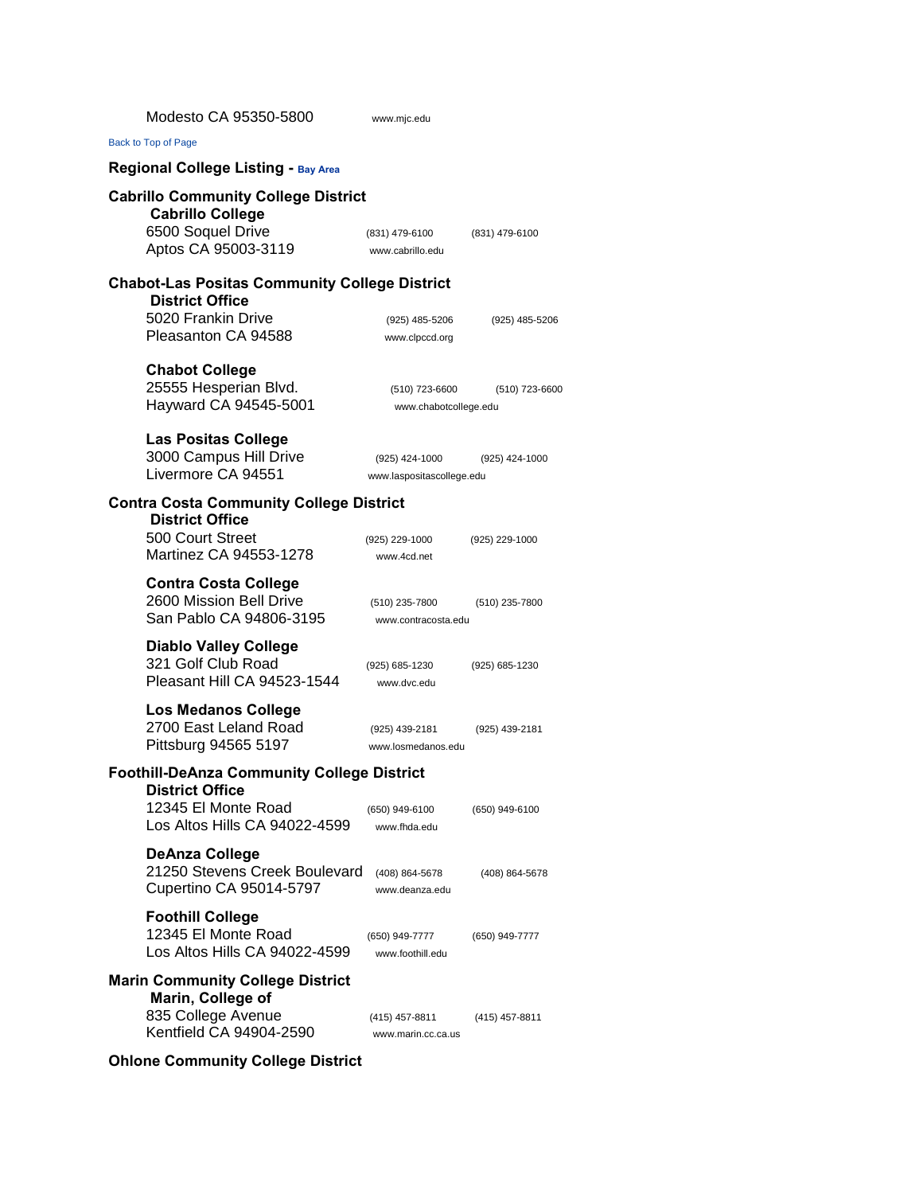Modesto CA 95350-5800 www.mjc.edu

Back to Top of Page

### Regional College Listing - Bay Area

**Cabrillo Community College District**

**Cabrillo College**
6500 Soquel Drive (831) 479-6100 (831) 479-6100
Aptos CA 95003-3119 www.cabrillo.edu

**Chabot-Las Positas Community College District**

**District Office**
5020 Frankin Drive (925) 485-5206 (925) 485-5206
Pleasanton CA 94588 www.clpccd.org

**Chabot College**
25555 Hesperian Blvd. (510) 723-6600 (510) 723-6600
Hayward CA 94545-5001 www.chabotcollege.edu

**Las Positas College**
3000 Campus Hill Drive (925) 424-1000 (925) 424-1000
Livermore CA 94551 www.laspositascollege.edu

**Contra Costa Community College District**

**District Office**
500 Court Street (925) 229-1000 (925) 229-1000
Martinez CA 94553-1278 www.4cd.net

**Contra Costa College**
2600 Mission Bell Drive (510) 235-7800 (510) 235-7800
San Pablo CA 94806-3195 www.contracosta.edu

**Diablo Valley College**
321 Golf Club Road (925) 685-1230 (925) 685-1230
Pleasant Hill CA 94523-1544 www.dvc.edu

**Los Medanos College**
2700 East Leland Road (925) 439-2181 (925) 439-2181
Pittsburg 94565 5197 www.losmedanos.edu

**Foothill-DeAnza Community College District**

**District Office**
12345 El Monte Road (650) 949-6100 (650) 949-6100
Los Altos Hills CA 94022-4599 www.fhda.edu

**DeAnza College**
21250 Stevens Creek Boulevard (408) 864-5678 (408) 864-5678
Cupertino CA 95014-5797 www.deanza.edu

**Foothill College**
12345 El Monte Road (650) 949-7777 (650) 949-7777
Los Altos Hills CA 94022-4599 www.foothill.edu

**Marin Community College District**

**Marin, College of**
835 College Avenue (415) 457-8811 (415) 457-8811
Kentfield CA 94904-2590 www.marin.cc.ca.us

**Ohlone Community College District**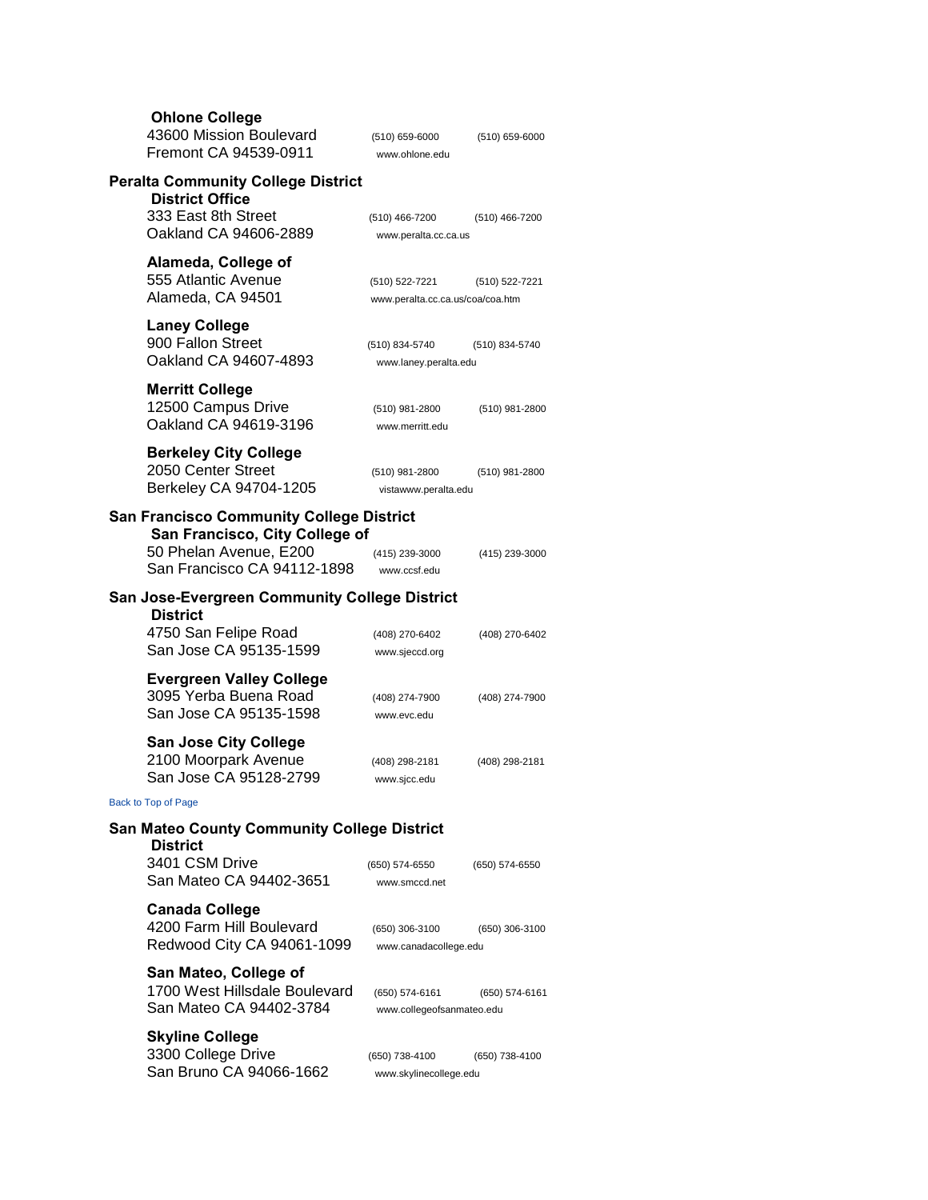**Ohlone College**
43600 Mission Boulevard (510) 659-6000 (510) 659-6000
Fremont CA 94539-0911 www.ohlone.edu

**Peralta Community College District**

**District Office**
333 East 8th Street (510) 466-7200 (510) 466-7200
Oakland CA 94606-2889 www.peralta.cc.ca.us

**Alameda, College of**
555 Atlantic Avenue (510) 522-7221 (510) 522-7221
Alameda, CA 94501 www.peralta.cc.ca.us/coa/coa.htm

**Laney College**
900 Fallon Street (510) 834-5740 (510) 834-5740
Oakland CA 94607-4893 www.laney.peralta.edu

**Merritt College**
12500 Campus Drive (510) 981-2800 (510) 981-2800
Oakland CA 94619-3196 www.merritt.edu

**Berkeley City College**
2050 Center Street (510) 981-2800 (510) 981-2800
Berkeley CA 94704-1205 vistawww.peralta.edu

**San Francisco Community College District**

**San Francisco, City College of**
50 Phelan Avenue, E200 (415) 239-3000 (415) 239-3000
San Francisco CA 94112-1898 www.ccsf.edu

**San Jose-Evergreen Community College District**

**District**
4750 San Felipe Road (408) 270-6402 (408) 270-6402
San Jose CA 95135-1599 www.sjeccd.org

**Evergreen Valley College**
3095 Yerba Buena Road (408) 274-7900 (408) 274-7900
San Jose CA 95135-1598 www.evc.edu

**San Jose City College**
2100 Moorpark Avenue (408) 298-2181 (408) 298-2181
San Jose CA 95128-2799 www.sjcc.edu

Back to Top of Page

**San Mateo County Community College District**

**District**
3401 CSM Drive (650) 574-6550 (650) 574-6550
San Mateo CA 94402-3651 www.smccd.net

**Canada College**
4200 Farm Hill Boulevard (650) 306-3100 (650) 306-3100
Redwood City CA 94061-1099 www.canadacollege.edu

**San Mateo, College of**
1700 West Hillsdale Boulevard (650) 574-6161 (650) 574-6161
San Mateo CA 94402-3784 www.collegeofsanmateo.edu

**Skyline College**
3300 College Drive (650) 738-4100 (650) 738-4100
San Bruno CA 94066-1662 www.skylinecollege.edu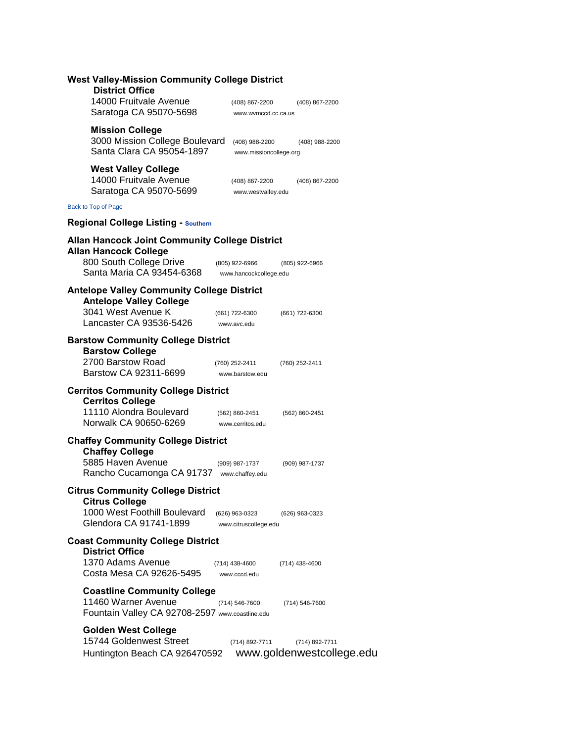### West Valley-Mission Community College District

**District Office**
14000 Fruitvale Avenue (408) 867-2200 (408) 867-2200
Saratoga CA 95070-5698 www.wvmccd.cc.ca.us

**Mission College**
3000 Mission College Boulevard (408) 988-2200 (408) 988-2200
Santa Clara CA 95054-1897 www.missioncollege.org

**West Valley College**
14000 Fruitvale Avenue (408) 867-2200 (408) 867-2200
Saratoga CA 95070-5699 www.westvalley.edu

Back to Top of Page

## Regional College Listing - Southern

### Allan Hancock Joint Community College District

**Allan Hancock College**
800 South College Drive (805) 922-6966 (805) 922-6966
Santa Maria CA 93454-6368 www.hancockcollege.edu

### Antelope Valley Community College District

**Antelope Valley College**
3041 West Avenue K (661) 722-6300 (661) 722-6300
Lancaster CA 93536-5426 www.avc.edu

### Barstow Community College District

**Barstow College**
2700 Barstow Road (760) 252-2411 (760) 252-2411
Barstow CA 92311-6699 www.barstow.edu

### Cerritos Community College District

**Cerritos College**
11110 Alondra Boulevard (562) 860-2451 (562) 860-2451
Norwalk CA 90650-6269 www.cerritos.edu

### Chaffey Community College District

**Chaffey College**
5885 Haven Avenue (909) 987-1737 (909) 987-1737
Rancho Cucamonga CA 91737 www.chaffey.edu

### Citrus Community College District

**Citrus College**
1000 West Foothill Boulevard (626) 963-0323 (626) 963-0323
Glendora CA 91741-1899 www.citruscollege.edu

### Coast Community College District

**District Office**
1370 Adams Avenue (714) 438-4600 (714) 438-4600
Costa Mesa CA 92626-5495 www.cccd.edu

**Coastline Community College**
11460 Warner Avenue (714) 546-7600 (714) 546-7600
Fountain Valley CA 92708-2597 www.coastline.edu

**Golden West College**
15744 Goldenwest Street (714) 892-7711 (714) 892-7711
Huntington Beach CA 926470592 www.goldenwestcollege.edu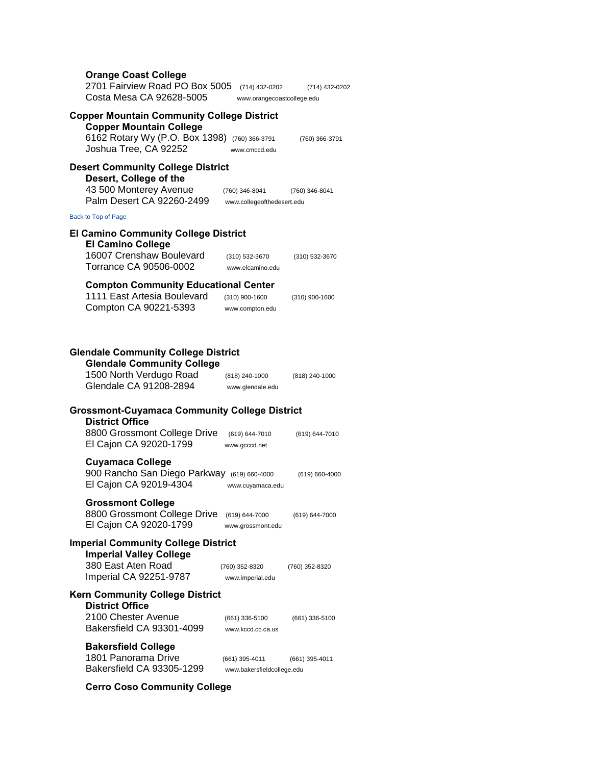**Orange Coast College**
2701 Fairview Road PO Box 5005 (714) 432-0202 (714) 432-0202
Costa Mesa CA 92628-5005 www.orangecoastcollege.edu

## Copper Mountain Community College District

**Copper Mountain College**
6162 Rotary Wy (P.O. Box 1398) (760) 366-3791 (760) 366-3791
Joshua Tree, CA 92252 www.cmccd.edu

## Desert Community College District

**Desert, College of the**
43 500 Monterey Avenue (760) 346-8041 (760) 346-8041
Palm Desert CA 92260-2499 www.collegeofthedesert.edu

Back to Top of Page

## El Camino Community College District

**El Camino College**
16007 Crenshaw Boulevard (310) 532-3670 (310) 532-3670
Torrance CA 90506-0002 www.elcamino.edu

**Compton Community Educational Center**
1111 East Artesia Boulevard (310) 900-1600 (310) 900-1600
Compton CA 90221-5393 www.compton.edu

## Glendale Community College District

**Glendale Community College**
1500 North Verdugo Road (818) 240-1000 (818) 240-1000
Glendale CA 91208-2894 www.glendale.edu

## Grossmont-Cuyamaca Community College District

**District Office**
8800 Grossmont College Drive (619) 644-7010 (619) 644-7010
El Cajon CA 92020-1799 www.gcccd.net

**Cuyamaca College**
900 Rancho San Diego Parkway (619) 660-4000 (619) 660-4000
El Cajon CA 92019-4304 www.cuyamaca.edu

**Grossmont College**
8800 Grossmont College Drive (619) 644-7000 (619) 644-7000
El Cajon CA 92020-1799 www.grossmont.edu

## Imperial Community College District

**Imperial Valley College**
380 East Aten Road (760) 352-8320 (760) 352-8320
Imperial CA 92251-9787 www.imperial.edu

## Kern Community College District

**District Office**
2100 Chester Avenue (661) 336-5100 (661) 336-5100
Bakersfield CA 93301-4099 www.kccd.cc.ca.us

**Bakersfield College**
1801 Panorama Drive (661) 395-4011 (661) 395-4011
Bakersfield CA 93305-1299 www.bakersfieldcollege.edu

**Cerro Coso Community College**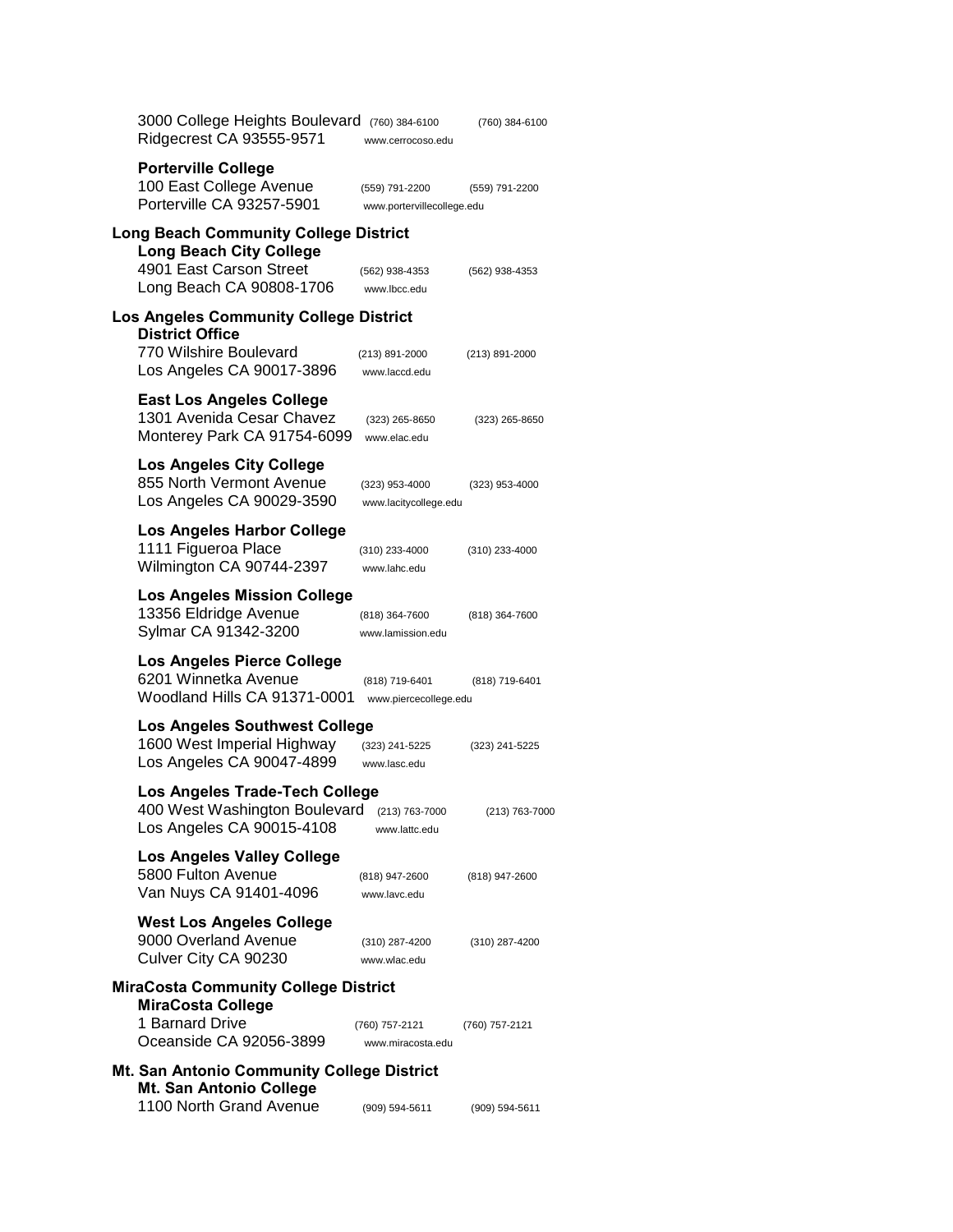3000 College Heights Boulevard (760) 384-6100 (760) 384-6100
Ridgecrest CA 93555-9571 www.cerrocoso.edu

**Porterville College**
100 East College Avenue (559) 791-2200 (559) 791-2200
Porterville CA 93257-5901 www.portervillecollege.edu

**Long Beach Community College District**

**Long Beach City College**
4901 East Carson Street (562) 938-4353 (562) 938-4353
Long Beach CA 90808-1706 www.lbcc.edu

**Los Angeles Community College District**

**District Office**
770 Wilshire Boulevard (213) 891-2000 (213) 891-2000
Los Angeles CA 90017-3896 www.laccd.edu

**East Los Angeles College**
1301 Avenida Cesar Chavez (323) 265-8650 (323) 265-8650
Monterey Park CA 91754-6099 www.elac.edu

**Los Angeles City College**
855 North Vermont Avenue (323) 953-4000 (323) 953-4000
Los Angeles CA 90029-3590 www.lacitycollege.edu

**Los Angeles Harbor College**
1111 Figueroa Place (310) 233-4000 (310) 233-4000
Wilmington CA 90744-2397 www.lahc.edu

**Los Angeles Mission College**
13356 Eldridge Avenue (818) 364-7600 (818) 364-7600
Sylmar CA 91342-3200 www.lamission.edu

**Los Angeles Pierce College**
6201 Winnetka Avenue (818) 719-6401 (818) 719-6401
Woodland Hills CA 91371-0001 www.piercecollege.edu

**Los Angeles Southwest College**
1600 West Imperial Highway (323) 241-5225 (323) 241-5225
Los Angeles CA 90047-4899 www.lasc.edu

**Los Angeles Trade-Tech College**
400 West Washington Boulevard (213) 763-7000 (213) 763-7000
Los Angeles CA 90015-4108 www.lattc.edu

**Los Angeles Valley College**
5800 Fulton Avenue (818) 947-2600 (818) 947-2600
Van Nuys CA 91401-4096 www.lavc.edu

**West Los Angeles College**
9000 Overland Avenue (310) 287-4200 (310) 287-4200
Culver City CA 90230 www.wlac.edu

**MiraCosta Community College District**

**MiraCosta College**
1 Barnard Drive (760) 757-2121 (760) 757-2121
Oceanside CA 92056-3899 www.miracosta.edu

**Mt. San Antonio Community College District**

**Mt. San Antonio College**
1100 North Grand Avenue (909) 594-5611 (909) 594-5611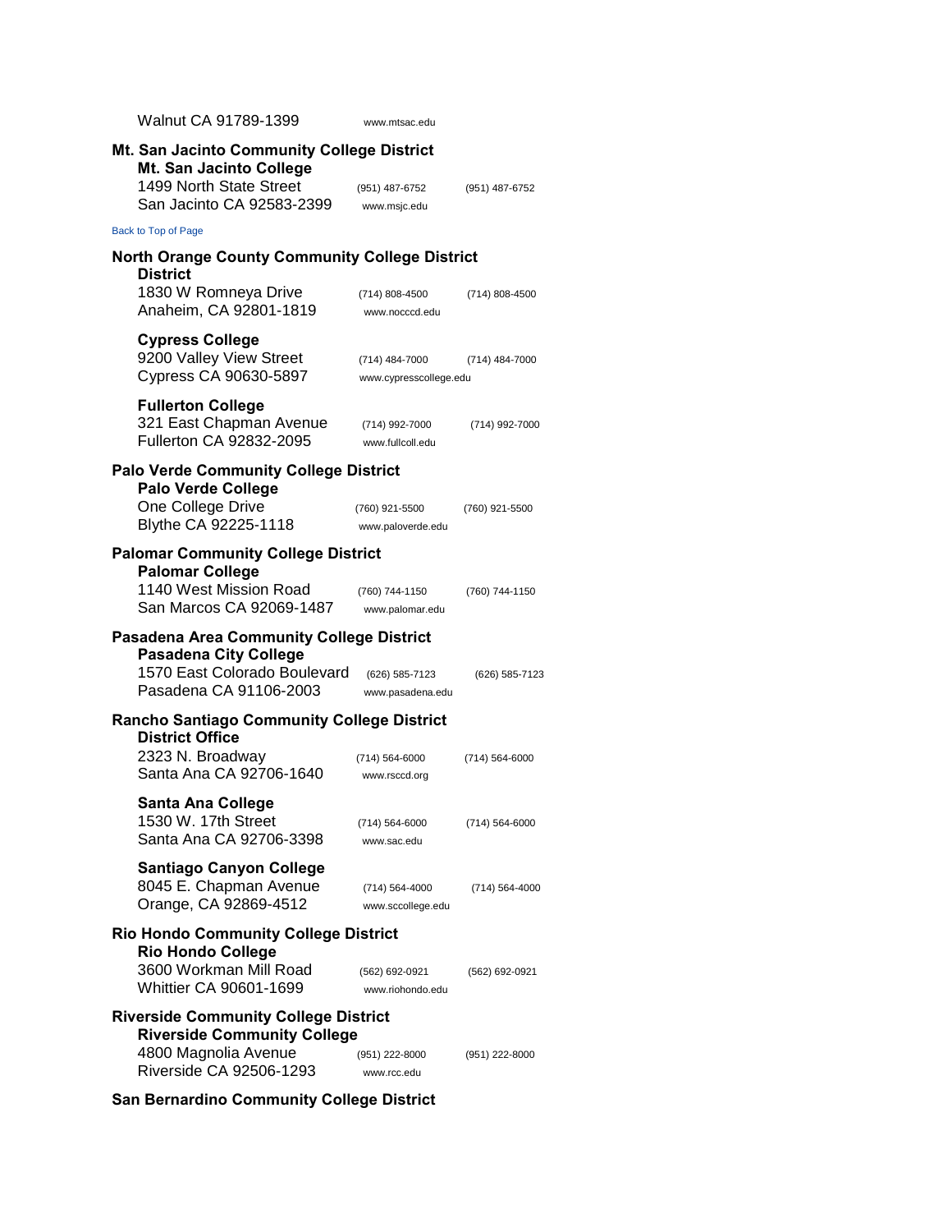Walnut CA 91789-1399 www.mtsac.edu

**Mt. San Jacinto Community College District**

**Mt. San Jacinto College**
1499 North State Street (951) 487-6752 (951) 487-6752
San Jacinto CA 92583-2399 www.msjc.edu

Back to Top of Page

**North Orange County Community College District**

**District**
1830 W Romneya Drive (714) 808-4500 (714) 808-4500
Anaheim, CA 92801-1819 www.nocccd.edu

**Cypress College**
9200 Valley View Street (714) 484-7000 (714) 484-7000
Cypress CA 90630-5897 www.cypresscollege.edu

**Fullerton College**
321 East Chapman Avenue (714) 992-7000 (714) 992-7000
Fullerton CA 92832-2095 www.fullcoll.edu

**Palo Verde Community College District**

**Palo Verde College**
One College Drive (760) 921-5500 (760) 921-5500
Blythe CA 92225-1118 www.paloverde.edu

**Palomar Community College District**

**Palomar College**
1140 West Mission Road (760) 744-1150 (760) 744-1150
San Marcos CA 92069-1487 www.palomar.edu

**Pasadena Area Community College District**

**Pasadena City College**
1570 East Colorado Boulevard (626) 585-7123 (626) 585-7123
Pasadena CA 91106-2003 www.pasadena.edu

**Rancho Santiago Community College District**

**District Office**
2323 N. Broadway (714) 564-6000 (714) 564-6000
Santa Ana CA 92706-1640 www.rsccd.org

**Santa Ana College**
1530 W. 17th Street (714) 564-6000 (714) 564-6000
Santa Ana CA 92706-3398 www.sac.edu

**Santiago Canyon College**
8045 E. Chapman Avenue (714) 564-4000 (714) 564-4000
Orange, CA 92869-4512 www.sccollege.edu

**Rio Hondo Community College District**

**Rio Hondo College**
3600 Workman Mill Road (562) 692-0921 (562) 692-0921
Whittier CA 90601-1699 www.riohondo.edu

**Riverside Community College District**

**Riverside Community College**
4800 Magnolia Avenue (951) 222-8000 (951) 222-8000
Riverside CA 92506-1293 www.rcc.edu

**San Bernardino Community College District**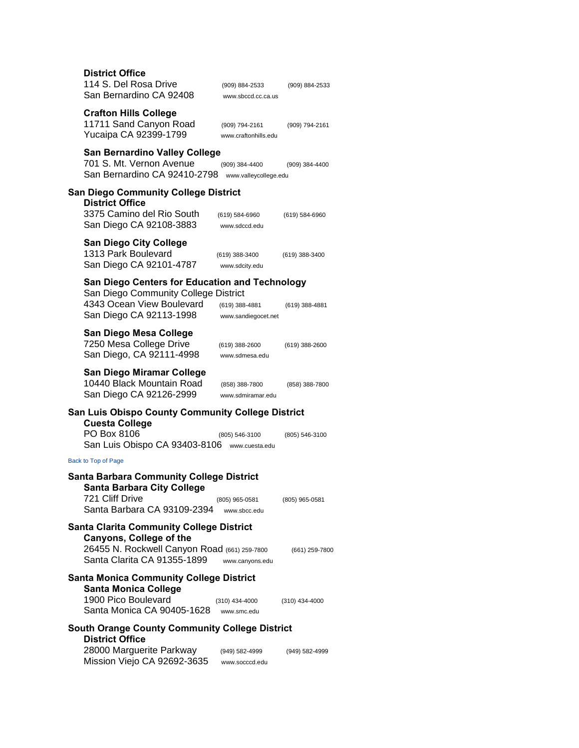**District Office**
114 S. Del Rosa Drive (909) 884-2533 (909) 884-2533
San Bernardino CA 92408 www.sbccd.cc.ca.us

**Crafton Hills College**
11711 Sand Canyon Road (909) 794-2161 (909) 794-2161
Yucaipa CA 92399-1799 www.craftonhills.edu

**San Bernardino Valley College**
701 S. Mt. Vernon Avenue (909) 384-4400 (909) 384-4400
San Bernardino CA 92410-2798 www.valleycollege.edu

### San Diego Community College District

**District Office**
3375 Camino del Rio South (619) 584-6960 (619) 584-6960
San Diego CA 92108-3883 www.sdccd.edu

**San Diego City College**
1313 Park Boulevard (619) 388-3400 (619) 388-3400
San Diego CA 92101-4787 www.sdcity.edu

**San Diego Centers for Education and Technology**
San Diego Community College District
4343 Ocean View Boulevard (619) 388-4881 (619) 388-4881
San Diego CA 92113-1998 www.sandiegocet.net

**San Diego Mesa College**
7250 Mesa College Drive (619) 388-2600 (619) 388-2600
San Diego, CA 92111-4998 www.sdmesa.edu

**San Diego Miramar College**
10440 Black Mountain Road (858) 388-7800 (858) 388-7800
San Diego CA 92126-2999 www.sdmiramar.edu

### San Luis Obispo County Community College District

**Cuesta College**
PO Box 8106 (805) 546-3100 (805) 546-3100
San Luis Obispo CA 93403-8106 www.cuesta.edu

Back to Top of Page

### Santa Barbara Community College District

**Santa Barbara City College**
721 Cliff Drive (805) 965-0581 (805) 965-0581
Santa Barbara CA 93109-2394 www.sbcc.edu

### Santa Clarita Community College District

**Canyons, College of the**
26455 N. Rockwell Canyon Road (661) 259-7800 (661) 259-7800
Santa Clarita CA 91355-1899 www.canyons.edu

### Santa Monica Community College District

**Santa Monica College**
1900 Pico Boulevard (310) 434-4000 (310) 434-4000
Santa Monica CA 90405-1628 www.smc.edu

### South Orange County Community College District

**District Office**
28000 Marguerite Parkway (949) 582-4999 (949) 582-4999
Mission Viejo CA 92692-3635 www.socccd.edu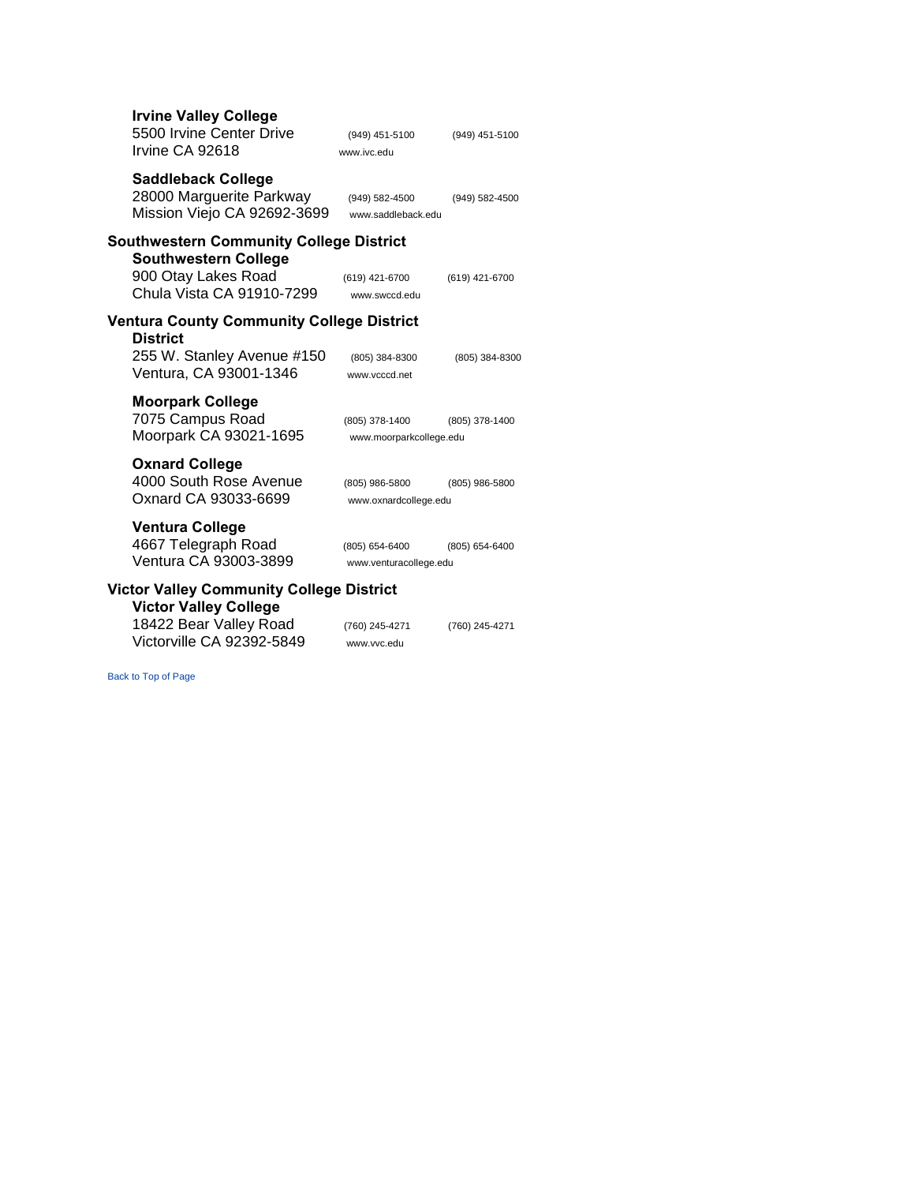**Irvine Valley College**
5500 Irvine Center Drive (949) 451-5100 (949) 451-5100
Irvine CA 92618 www.ivc.edu

**Saddleback College**
28000 Marguerite Parkway (949) 582-4500 (949) 582-4500
Mission Viejo CA 92692-3699 www.saddleback.edu

### Southwestern Community College District

**Southwestern College**
900 Otay Lakes Road (619) 421-6700 (619) 421-6700
Chula Vista CA 91910-7299 www.swccd.edu

### Ventura County Community College District

**District**
255 W. Stanley Avenue #150 (805) 384-8300 (805) 384-8300
Ventura, CA 93001-1346 www.vcccd.net

**Moorpark College**
7075 Campus Road (805) 378-1400 (805) 378-1400
Moorpark CA 93021-1695 www.moorparkcollege.edu

**Oxnard College**
4000 South Rose Avenue (805) 986-5800 (805) 986-5800
Oxnard CA 93033-6699 www.oxnardcollege.edu

**Ventura College**
4667 Telegraph Road (805) 654-6400 (805) 654-6400
Ventura CA 93003-3899 www.venturacollege.edu

### Victor Valley Community College District

**Victor Valley College**
18422 Bear Valley Road (760) 245-4271 (760) 245-4271
Victorville CA 92392-5849 www.vvc.edu

Back to Top of Page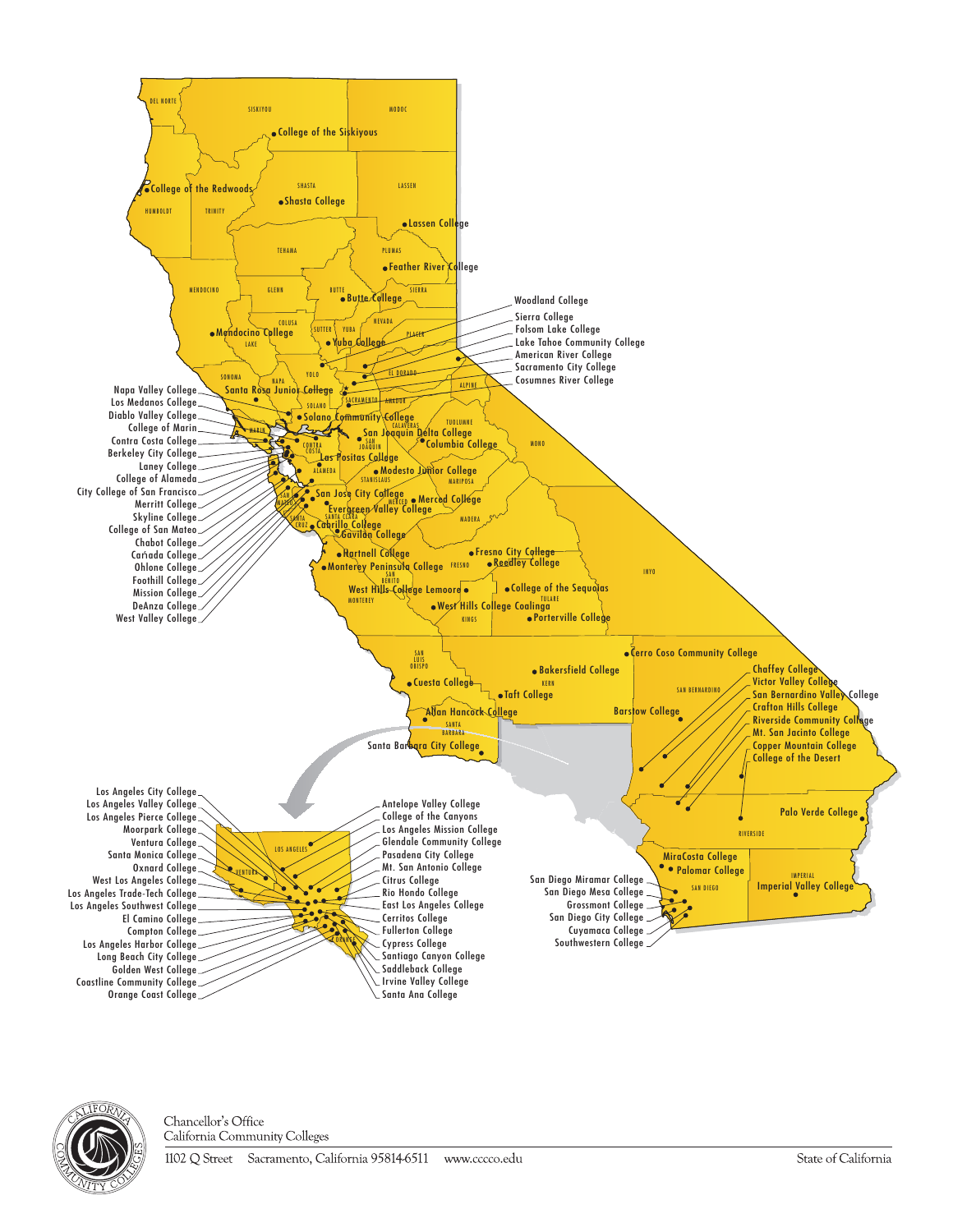College of the Siskiyous
College of the Redwoods
Shasta College
Lassen College
Feather River College
Butte College
Mendocino College
Yuba College
Woodland College
Sierra College
Folsom Lake College
Lake Tahoe Community College
American River College
Sacramento City College
Cosumnes River College
Napa Valley College
Los Medanos College
Diablo Valley College
College of Marin
Contra Costa College
Berkeley City College
Laney College
College of Alameda
City College of San Francisco
Merritt College
Skyline College
College of San Mateo
Chabot College
Cańada College
Ohlone College
Foothill College
Mission College
DeAnza College
West Valley College
Santa Rosa Junior College
Solano Community College
San Joaquin Delta College
Columbia College
Las Positas College
Modesto Junior College
San Jose City College
Merced College
Evergreen Valley College
Cabrillo College
Gavilan College
Hartnell College
Monterey Peninsula College
Fresno City College
Reedley College
West Hills College Lemoore
College of the Sequoias
West Hills College Coalinga
Porterville College
Cerro Coso Community College
Bakersfield College
Cuesta College
Taft College
Allan Hancock College
Santa Barbara City College
Barstow College
Chaffey College
Victor Valley College
San Bernardino Valley College
Crafton Hills College
Riverside Community College
Mt. San Jacinto College
Copper Mountain College
College of the Desert
Palo Verde College
MiraCosta College
Palomar College
Imperial Valley College
San Diego Miramar College
San Diego Mesa College
Grossmont College
San Diego City College
Cuyamaca College
Southwestern College
Los Angeles City College
Los Angeles Valley College
Los Angeles Pierce College
Moorpark College
Ventura College
Santa Monica College
Oxnard College
West Los Angeles College
Los Angeles Trade-Tech College
Los Angeles Southwest College
El Camino College
Compton College
Los Angeles Harbor College
Long Beach City College
Golden West College
Coastline Community College
Orange Coast College
Antelope Valley College
College of the Canyons
Los Angeles Mission College
Glendale Community College
Pasadena City College
Mt. San Antonio College
Citrus College
Rio Hondo College
East Los Angeles College
Cerritos College
Fullerton College
Cypress College
Santiago Canyon College
Saddleback College
Irvine Valley College
Santa Ana College

Chancellor's Office
California Community Colleges

1102 Q Street Sacramento, California 95814-6511 www.cccco.edu State of California